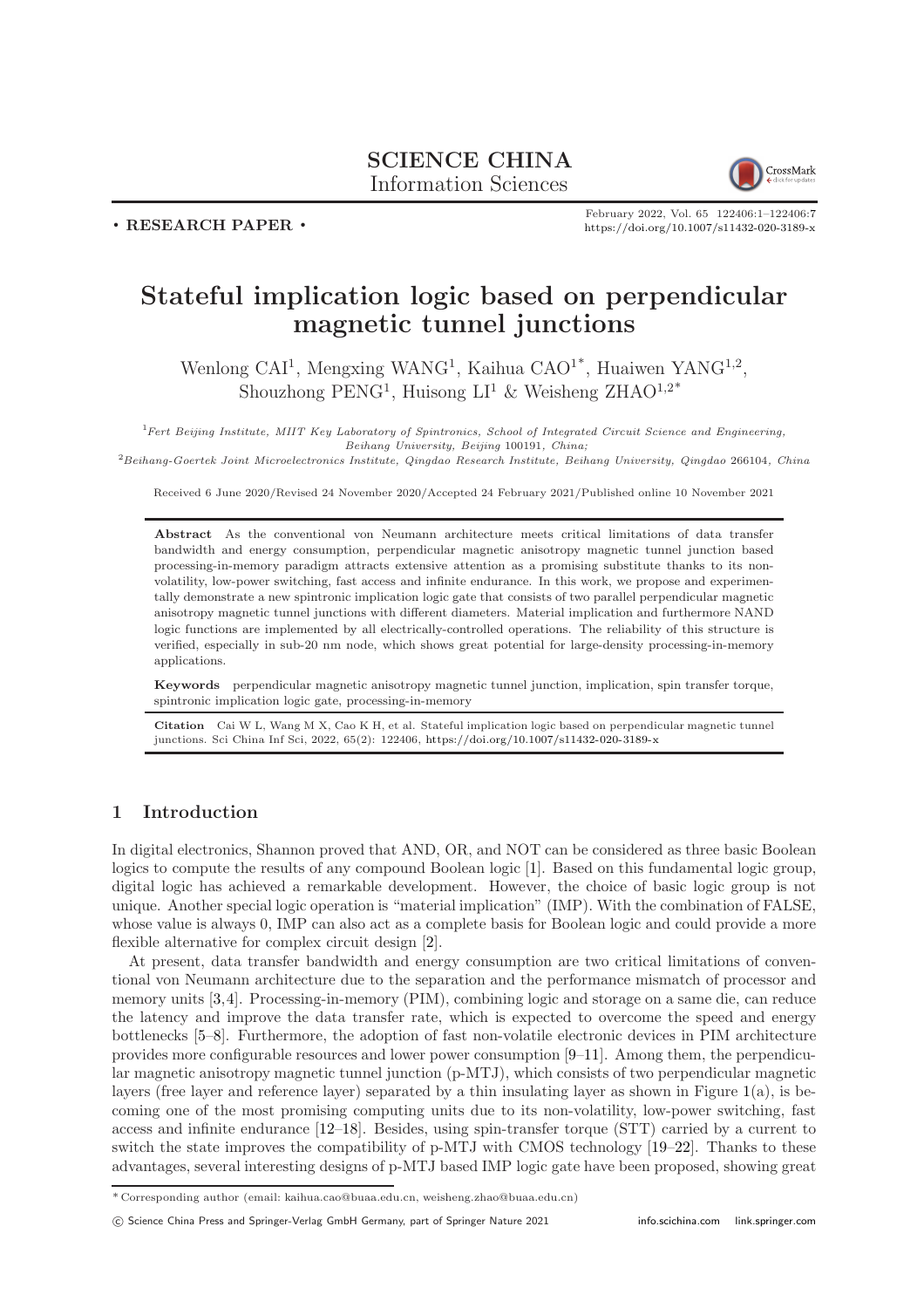SCIENCE CHINA
Information Sciences

• RESEARCH PAPER •

February 2022, Vol. 65 122406:1–122406:7
https://doi.org/10.1007/s11432-020-3189-x

# Stateful implication logic based on perpendicular magnetic tunnel junctions

Wenlong CAI[1], Mengxing WANG[1], Kaihua CAO[1*], Huaiwen YANG[1,2], Shouzhong PENG[1], Huisong LI[1] & Weisheng ZHAO[1,2*]

[1] *Fert Beijing Institute, MIIT Key Laboratory of Spintronics, School of Integrated Circuit Science and Engineering, Beihang University, Beijing* 100191*, China;*

[2] *Beihang-Goertek Joint Microelectronics Institute, Qingdao Research Institute, Beihang University, Qingdao* 266104*, China*

Received 6 June 2020/Revised 24 November 2020/Accepted 24 February 2021/Published online 10 November 2021

**Abstract** As the conventional von Neumann architecture meets critical limitations of data transfer bandwidth and energy consumption, perpendicular magnetic anisotropy magnetic tunnel junction based processing-in-memory paradigm attracts extensive attention as a promising substitute thanks to its non-volatility, low-power switching, fast access and infinite endurance. In this work, we propose and experimentally demonstrate a new spintronic implication logic gate that consists of two parallel perpendicular magnetic anisotropy magnetic tunnel junctions with different diameters. Material implication and furthermore NAND logic functions are implemented by all electrically-controlled operations. The reliability of this structure is verified, especially in sub-20 nm node, which shows great potential for large-density processing-in-memory applications.

**Keywords** perpendicular magnetic anisotropy magnetic tunnel junction, implication, spin transfer torque, spintronic implication logic gate, processing-in-memory

**Citation** Cai W L, Wang M X, Cao K H, et al. Stateful implication logic based on perpendicular magnetic tunnel junctions. Sci China Inf Sci, 2022, 65(2): 122406, https://doi.org/10.1007/s11432-020-3189-x

## 1 Introduction

In digital electronics, Shannon proved that AND, OR, and NOT can be considered as three basic Boolean logics to compute the results of any compound Boolean logic [1]. Based on this fundamental logic group, digital logic has achieved a remarkable development. However, the choice of basic logic group is not unique. Another special logic operation is "material implication" (IMP). With the combination of FALSE, whose value is always 0, IMP can also act as a complete basis for Boolean logic and could provide a more flexible alternative for complex circuit design [2].

At present, data transfer bandwidth and energy consumption are two critical limitations of conventional von Neumann architecture due to the separation and the performance mismatch of processor and memory units [3,4]. Processing-in-memory (PIM), combining logic and storage on a same die, can reduce the latency and improve the data transfer rate, which is expected to overcome the speed and energy bottlenecks [5–8]. Furthermore, the adoption of fast non-volatile electronic devices in PIM architecture provides more configurable resources and lower power consumption [9–11]. Among them, the perpendicular magnetic anisotropy magnetic tunnel junction (p-MTJ), which consists of two perpendicular magnetic layers (free layer and reference layer) separated by a thin insulating layer as shown in Figure 1(a), is becoming one of the most promising computing units due to its non-volatility, low-power switching, fast access and infinite endurance [12–18]. Besides, using spin-transfer torque (STT) carried by a current to switch the state improves the compatibility of p-MTJ with CMOS technology [19–22]. Thanks to these advantages, several interesting designs of p-MTJ based IMP logic gate have been proposed, showing great

* Corresponding author (email: kaihua.cao@buaa.edu.cn, weisheng.zhao@buaa.edu.cn)

© Science China Press and Springer-Verlag GmbH Germany, part of Springer Nature 2021 info.scichina.com link.springer.com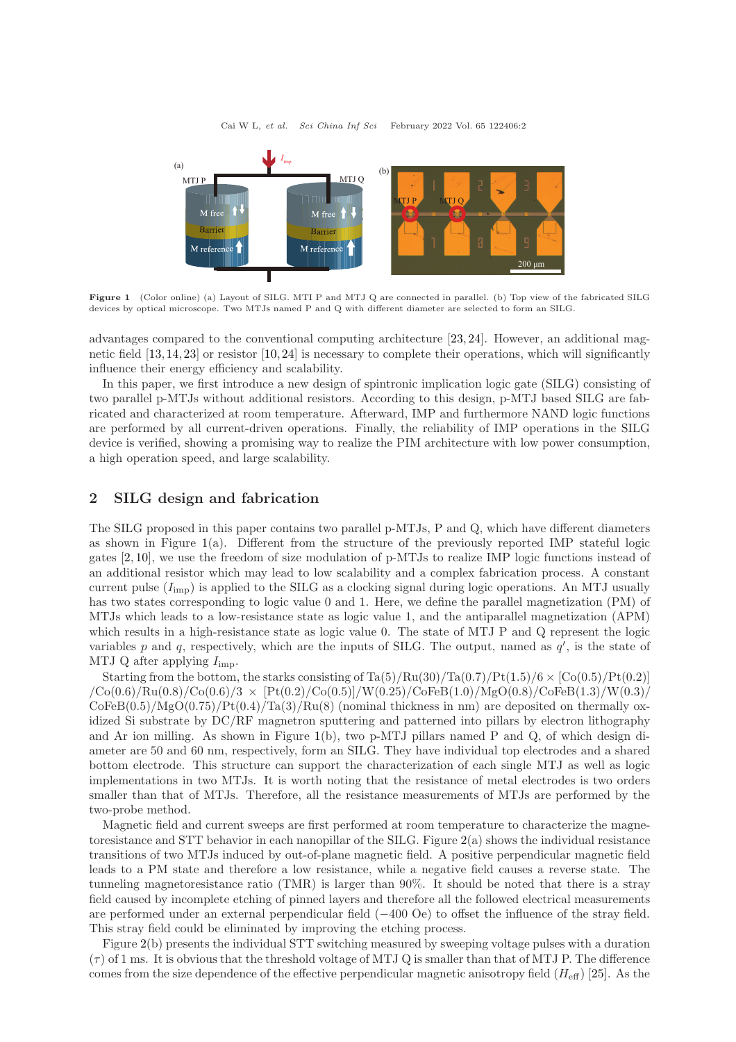**Figure 1** (Color online) (a) Layout of SILG. MTI P and MTJ Q are connected in parallel. (b) Top view of the fabricated SILG devices by optical microscope. Two MTJs named P and Q with different diameter are selected to form an SILG.

advantages compared to the conventional computing architecture [23,24]. However, an additional magnetic field [13,14,23] or resistor [10,24] is necessary to complete their operations, which will significantly influence their energy efficiency and scalability.

In this paper, we first introduce a new design of spintronic implication logic gate (SILG) consisting of two parallel p-MTJs without additional resistors. According to this design, p-MTJ based SILG are fabricated and characterized at room temperature. Afterward, IMP and furthermore NAND logic functions are performed by all current-driven operations. Finally, the reliability of IMP operations in the SILG device is verified, showing a promising way to realize the PIM architecture with low power consumption, a high operation speed, and large scalability.

## 2 SILG design and fabrication

The SILG proposed in this paper contains two parallel p-MTJs, P and Q, which have different diameters as shown in Figure 1(a). Different from the structure of the previously reported IMP stateful logic gates [2,10], we use the freedom of size modulation of p-MTJs to realize IMP logic functions instead of an additional resistor which may lead to low scalability and a complex fabrication process. A constant current pulse ($I_{\rm imp}$) is applied to the SILG as a clocking signal during logic operations. An MTJ usually has two states corresponding to logic value 0 and 1. Here, we define the parallel magnetization (PM) of MTJs which leads to a low-resistance state as logic value 1, and the antiparallel magnetization (APM) which results in a high-resistance state as logic value 0. The state of MTJ P and Q represent the logic variables $p$ and $q$, respectively, which are the inputs of SILG. The output, named as $q'$, is the state of MTJ Q after applying $I_{\rm imp}$.

Starting from the bottom, the starks consisting of Ta(5)/Ru(30)/Ta(0.7)/Pt(1.5)/6 × [Co(0.5)/Pt(0.2)] /Co(0.6)/Ru(0.8)/Co(0.6)/3 × [Pt(0.2)/Co(0.5)]/W(0.25)/CoFeB(1.0)/MgO(0.8)/CoFeB(1.3)/W(0.3)/ CoFeB(0.5)/MgO(0.75)/Pt(0.4)/Ta(3)/Ru(8) (nominal thickness in nm) are deposited on thermally oxidized Si substrate by DC/RF magnetron sputtering and patterned into pillars by electron lithography and Ar ion milling. As shown in Figure 1(b), two p-MTJ pillars named P and Q, of which design diameter are 50 and 60 nm, respectively, form an SILG. They have individual top electrodes and a shared bottom electrode. This structure can support the characterization of each single MTJ as well as logic implementations in two MTJs. It is worth noting that the resistance of metal electrodes is two orders smaller than that of MTJs. Therefore, all the resistance measurements of MTJs are performed by the two-probe method.

Magnetic field and current sweeps are first performed at room temperature to characterize the magnetoresistance and STT behavior in each nanopillar of the SILG. Figure 2(a) shows the individual resistance transitions of two MTJs induced by out-of-plane magnetic field. A positive perpendicular magnetic field leads to a PM state and therefore a low resistance, while a negative field causes a reverse state. The tunneling magnetoresistance ratio (TMR) is larger than 90%. It should be noted that there is a stray field caused by incomplete etching of pinned layers and therefore all the followed electrical measurements are performed under an external perpendicular field (−400 Oe) to offset the influence of the stray field. This stray field could be eliminated by improving the etching process.

Figure 2(b) presents the individual STT switching measured by sweeping voltage pulses with a duration ($\tau$) of 1 ms. It is obvious that the threshold voltage of MTJ Q is smaller than that of MTJ P. The difference comes from the size dependence of the effective perpendicular magnetic anisotropy field ($H_{\rm eff}$) [25]. As the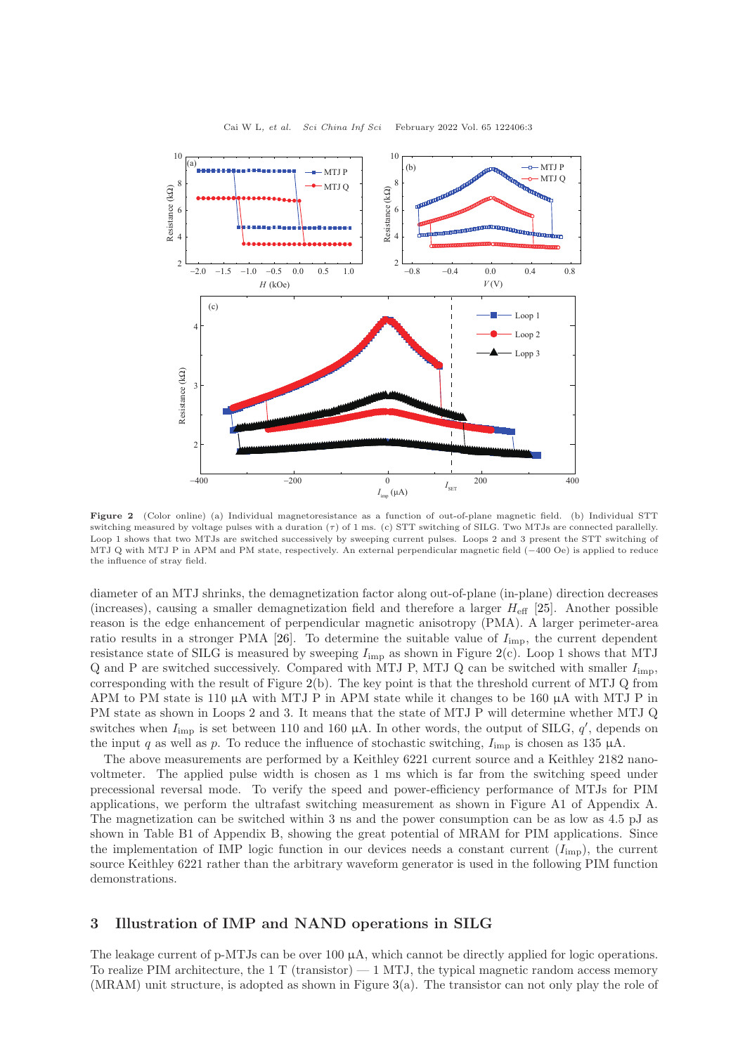**Figure 2** (Color online) (a) Individual magnetoresistance as a function of out-of-plane magnetic field. (b) Individual STT switching measured by voltage pulses with a duration ($\tau$) of 1 ms. (c) STT switching of SILG. Two MTJs are connected parallelly. Loop 1 shows that two MTJs are switched successively by sweeping current pulses. Loops 2 and 3 present the STT switching of MTJ Q with MTJ P in APM and PM state, respectively. An external perpendicular magnetic field ($-400$ Oe) is applied to reduce the influence of stray field.

diameter of an MTJ shrinks, the demagnetization factor along out-of-plane (in-plane) direction decreases (increases), causing a smaller demagnetization field and therefore a larger $H_{\rm eff}$ [25]. Another possible reason is the edge enhancement of perpendicular magnetic anisotropy (PMA). A larger perimeter-area ratio results in a stronger PMA [26]. To determine the suitable value of $I_{\rm imp}$, the current dependent resistance state of SILG is measured by sweeping $I_{\rm imp}$ as shown in Figure 2(c). Loop 1 shows that MTJ Q and P are switched successively. Compared with MTJ P, MTJ Q can be switched with smaller $I_{\rm imp}$, corresponding with the result of Figure 2(b). The key point is that the threshold current of MTJ Q from APM to PM state is 110 μA with MTJ P in APM state while it changes to be 160 μA with MTJ P in PM state as shown in Loops 2 and 3. It means that the state of MTJ P will determine whether MTJ Q switches when $I_{\rm imp}$ is set between 110 and 160 μA. In other words, the output of SILG, $q'$, depends on the input $q$ as well as $p$. To reduce the influence of stochastic switching, $I_{\rm imp}$ is chosen as 135 μA.

The above measurements are performed by a Keithley 6221 current source and a Keithley 2182 nanovoltmeter. The applied pulse width is chosen as 1 ms which is far from the switching speed under precessional reversal mode. To verify the speed and power-efficiency performance of MTJs for PIM applications, we perform the ultrafast switching measurement as shown in Figure A1 of Appendix A. The magnetization can be switched within 3 ns and the power consumption can be as low as 4.5 pJ as shown in Table B1 of Appendix B, showing the great potential of MRAM for PIM applications. Since the implementation of IMP logic function in our devices needs a constant current ($I_{\rm imp}$), the current source Keithley 6221 rather than the arbitrary waveform generator is used in the following PIM function demonstrations.

## 3 Illustration of IMP and NAND operations in SILG

The leakage current of p-MTJs can be over 100 μA, which cannot be directly applied for logic operations. To realize PIM architecture, the 1 T (transistor) — 1 MTJ, the typical magnetic random access memory (MRAM) unit structure, is adopted as shown in Figure 3(a). The transistor can not only play the role of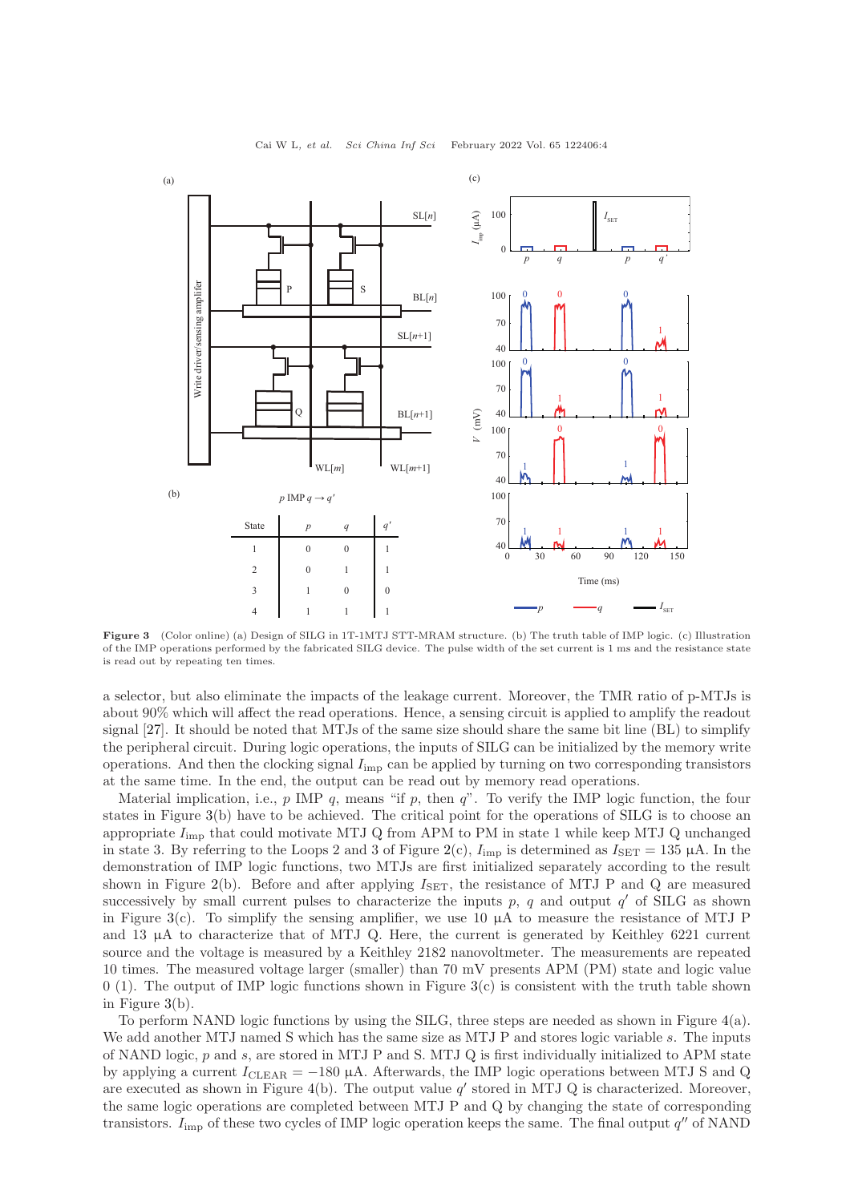(b)

$p$ IMP $q \to q'$

| State | $p$ | $q$ | $q'$ |
|---|---|---|---|
| 1 | 0 | 0 | 1 |
| 2 | 0 | 1 | 1 |
| 3 | 1 | 0 | 0 |
| 4 | 1 | 1 | 1 |

**Figure 3** (Color online) (a) Design of SILG in 1T-1MTJ STT-MRAM structure. (b) The truth table of IMP logic. (c) Illustration of the IMP operations performed by the fabricated SILG device. The pulse width of the set current is 1 ms and the resistance state is read out by repeating ten times.

a selector, but also eliminate the impacts of the leakage current. Moreover, the TMR ratio of p-MTJs is about 90% which will affect the read operations. Hence, a sensing circuit is applied to amplify the readout signal [27]. It should be noted that MTJs of the same size should share the same bit line (BL) to simplify the peripheral circuit. During logic operations, the inputs of SILG can be initialized by the memory write operations. And then the clocking signal $I_{\rm imp}$ can be applied by turning on two corresponding transistors at the same time. In the end, the output can be read out by memory read operations.

Material implication, i.e., $p$ IMP $q$, means "if $p$, then $q$". To verify the IMP logic function, the four states in Figure 3(b) have to be achieved. The critical point for the operations of SILG is to choose an appropriate $I_{\rm imp}$ that could motivate MTJ Q from APM to PM in state 1 while keep MTJ Q unchanged in state 3. By referring to the Loops 2 and 3 of Figure 2(c), $I_{\rm imp}$ is determined as $I_{\rm SET} = 135$ μA. In the demonstration of IMP logic functions, two MTJs are first initialized separately according to the result shown in Figure 2(b). Before and after applying $I_{\rm SET}$, the resistance of MTJ P and Q are measured successively by small current pulses to characterize the inputs $p$, $q$ and output $q'$ of SILG as shown in Figure 3(c). To simplify the sensing amplifier, we use 10 μA to measure the resistance of MTJ P and 13 μA to characterize that of MTJ Q. Here, the current is generated by Keithley 6221 current source and the voltage is measured by a Keithley 2182 nanovoltmeter. The measurements are repeated 10 times. The measured voltage larger (smaller) than 70 mV presents APM (PM) state and logic value 0 (1). The output of IMP logic functions shown in Figure 3(c) is consistent with the truth table shown in Figure 3(b).

To perform NAND logic functions by using the SILG, three steps are needed as shown in Figure 4(a). We add another MTJ named S which has the same size as MTJ P and stores logic variable $s$. The inputs of NAND logic, $p$ and $s$, are stored in MTJ P and S. MTJ Q is first individually initialized to APM state by applying a current $I_{\rm CLEAR} = -180$ μA. Afterwards, the IMP logic operations between MTJ S and Q are executed as shown in Figure 4(b). The output value $q'$ stored in MTJ Q is characterized. Moreover, the same logic operations are completed between MTJ P and Q by changing the state of corresponding transistors. $I_{\rm imp}$ of these two cycles of IMP logic operation keeps the same. The final output $q''$ of NAND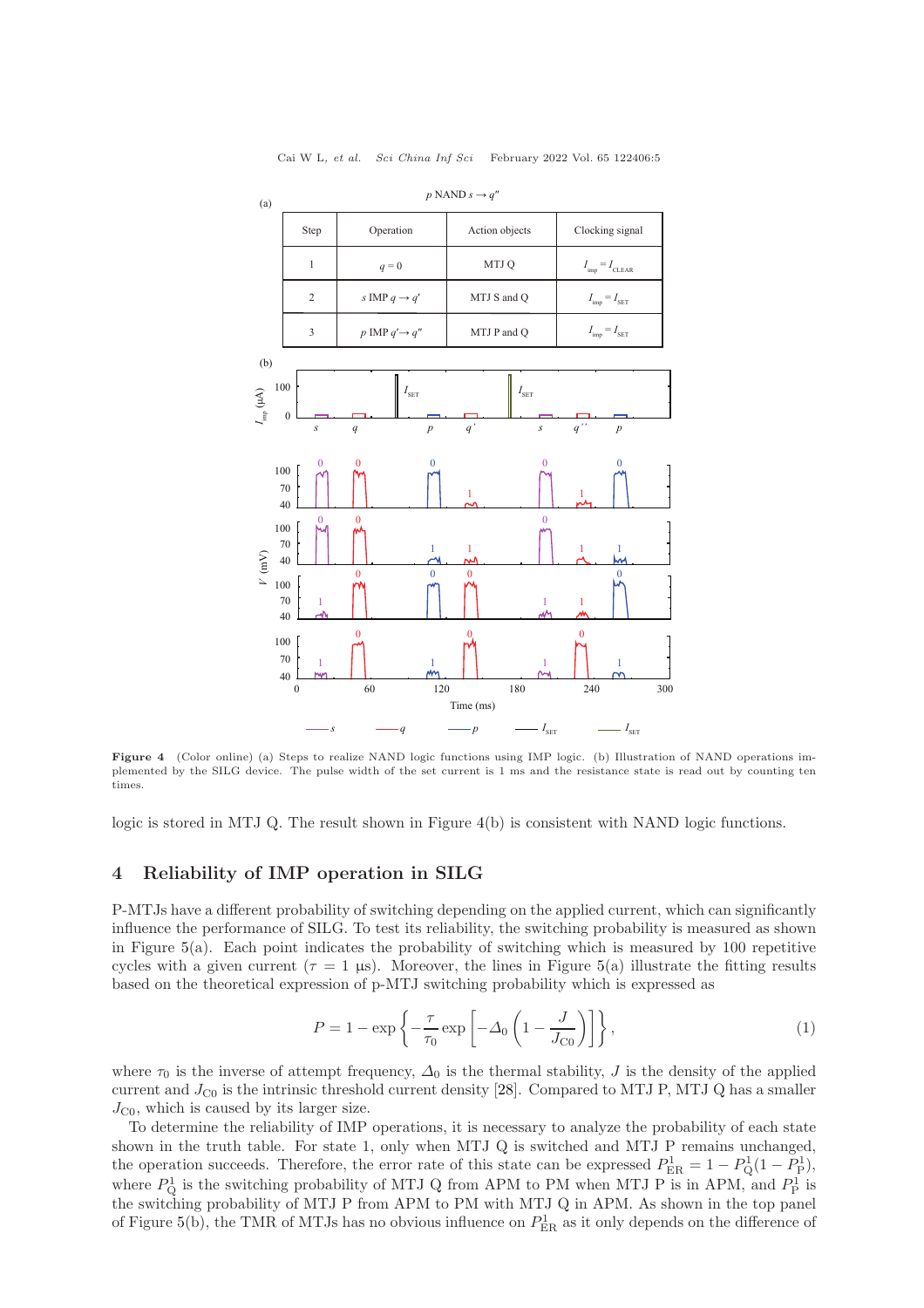$p$ NAND $s \rightarrow q''$

(a)

| Step | Operation | Action objects | Clocking signal |
|---|---|---|---|
| 1 | $q = 0$ | MTJ Q | $I_{\rm imp} = I_{\rm CLEAR}$ |
| 2 | $s$ IMP $q \rightarrow q'$ | MTJ S and Q | $I_{\rm imp} = I_{\rm SET}$ |
| 3 | $p$ IMP $q' \rightarrow q''$ | MTJ P and Q | $I_{\rm imp} = I_{\rm SET}$ |

**Figure 4** (Color online) (a) Steps to realize NAND logic functions using IMP logic. (b) Illustration of NAND operations implemented by the SILG device. The pulse width of the set current is 1 ms and the resistance state is read out by counting ten times.

logic is stored in MTJ Q. The result shown in Figure 4(b) is consistent with NAND logic functions.

## 4 Reliability of IMP operation in SILG

P-MTJs have a different probability of switching depending on the applied current, which can significantly influence the performance of SILG. To test its reliability, the switching probability is measured as shown in Figure 5(a). Each point indicates the probability of switching which is measured by 100 repetitive cycles with a given current ($\tau$ = 1 μs). Moreover, the lines in Figure 5(a) illustrate the fitting results based on the theoretical expression of p-MTJ switching probability which is expressed as

$$P = 1 - \exp\left\{-\frac{\tau}{\tau_0}\exp\left[-\varDelta_0\left(1-\frac{J}{J_{\rm C0}}\right)\right]\right\}, \tag{1}$$

where $\tau_0$ is the inverse of attempt frequency, $\varDelta_0$ is the thermal stability, $J$ is the density of the applied current and $J_{\rm C0}$ is the intrinsic threshold current density [28]. Compared to MTJ P, MTJ Q has a smaller $J_{\rm C0}$, which is caused by its larger size.

To determine the reliability of IMP operations, it is necessary to analyze the probability of each state shown in the truth table. For state 1, only when MTJ Q is switched and MTJ P remains unchanged, the operation succeeds. Therefore, the error rate of this state can be expressed $P^1_{\rm ER} = 1 - P^1_{\rm Q}(1 - P^1_{\rm P})$, where $P^1_{\rm Q}$ is the switching probability of MTJ Q from APM to PM when MTJ P is in APM, and $P^1_{\rm P}$ is the switching probability of MTJ P from APM to PM with MTJ Q in APM. As shown in the top panel of Figure 5(b), the TMR of MTJs has no obvious influence on $P^1_{\rm ER}$ as it only depends on the difference of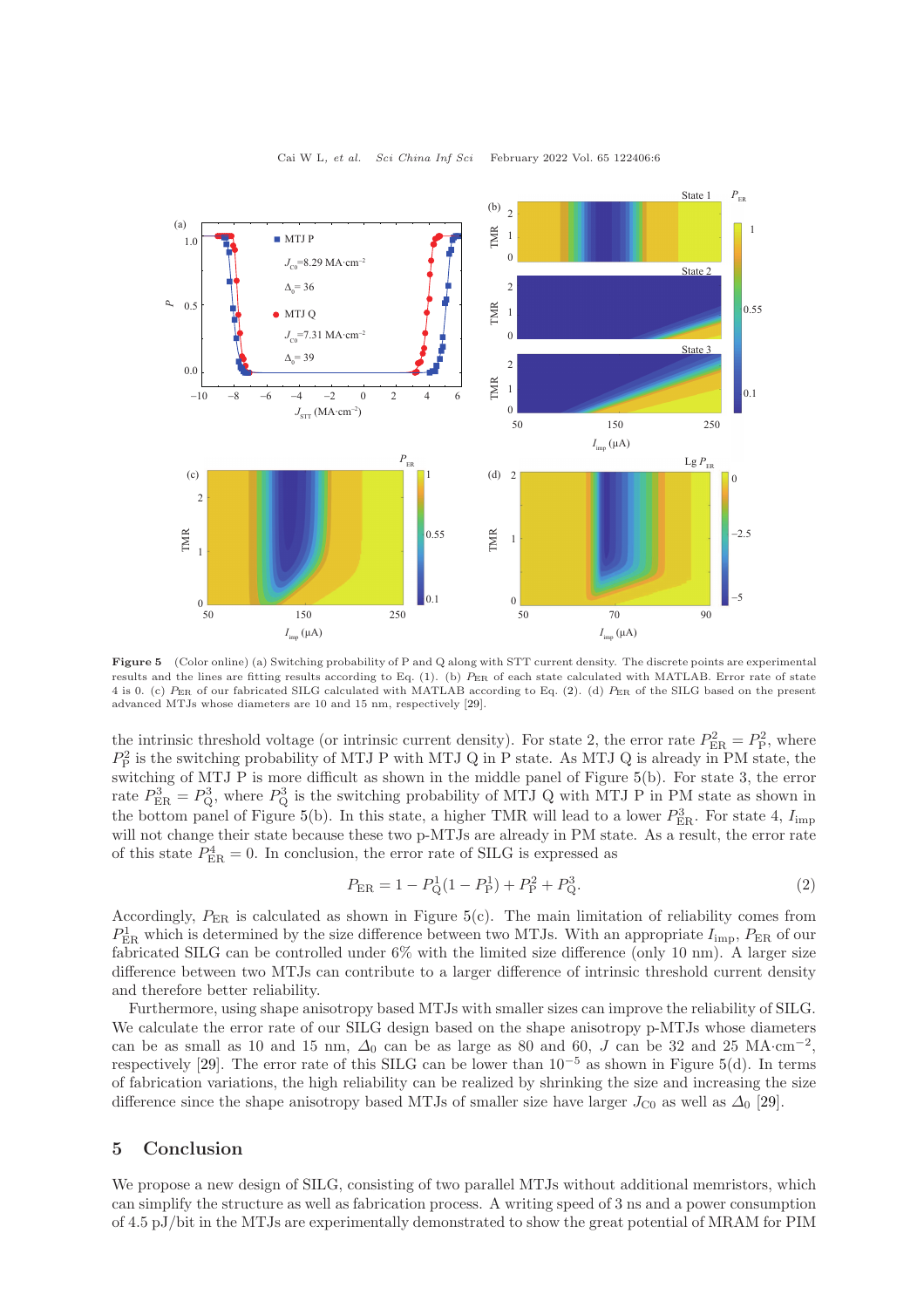**Figure 5** (Color online) (a) Switching probability of P and Q along with STT current density. The discrete points are experimental results and the lines are fitting results according to Eq. (1). (b) $P_{\rm ER}$ of each state calculated with MATLAB. Error rate of state 4 is 0. (c) $P_{\rm ER}$ of our fabricated SILG calculated with MATLAB according to Eq. (2). (d) $P_{\rm ER}$ of the SILG based on the present advanced MTJs whose diameters are 10 and 15 nm, respectively [29].

the intrinsic threshold voltage (or intrinsic current density). For state 2, the error rate $P_{\rm ER}^2 = P_{\rm P}^2$, where $P_{\rm P}^2$ is the switching probability of MTJ P with MTJ Q in P state. As MTJ Q is already in PM state, the switching of MTJ P is more difficult as shown in the middle panel of Figure 5(b). For state 3, the error rate $P_{\rm ER}^3 = P_{\rm Q}^3$, where $P_{\rm Q}^3$ is the switching probability of MTJ Q with MTJ P in PM state as shown in the bottom panel of Figure 5(b). In this state, a higher TMR will lead to a lower $P_{\rm ER}^3$. For state 4, $I_{\rm imp}$ will not change their state because these two p-MTJs are already in PM state. As a result, the error rate of this state $P_{\rm ER}^4 = 0$. In conclusion, the error rate of SILG is expressed as

$$P_{\rm ER} = 1 - P_{\rm Q}^1(1 - P_{\rm P}^1) + P_{\rm P}^2 + P_{\rm Q}^3. \tag{2}$$

Accordingly, $P_{\rm ER}$ is calculated as shown in Figure 5(c). The main limitation of reliability comes from $P_{\rm ER}^1$ which is determined by the size difference between two MTJs. With an appropriate $I_{\rm imp}$, $P_{\rm ER}$ of our fabricated SILG can be controlled under 6% with the limited size difference (only 10 nm). A larger size difference between two MTJs can contribute to a larger difference of intrinsic threshold current density and therefore better reliability.

Furthermore, using shape anisotropy based MTJs with smaller sizes can improve the reliability of SILG. We calculate the error rate of our SILG design based on the shape anisotropy p-MTJs whose diameters can be as small as 10 and 15 nm, $\Delta_0$ can be as large as 80 and 60, $J$ can be 32 and 25 MA·cm$^{-2}$, respectively [29]. The error rate of this SILG can be lower than $10^{-5}$ as shown in Figure 5(d). In terms of fabrication variations, the high reliability can be realized by shrinking the size and increasing the size difference since the shape anisotropy based MTJs of smaller size have larger $J_{\rm C0}$ as well as $\Delta_0$ [29].

## 5 Conclusion

We propose a new design of SILG, consisting of two parallel MTJs without additional memristors, which can simplify the structure as well as fabrication process. A writing speed of 3 ns and a power consumption of 4.5 pJ/bit in the MTJs are experimentally demonstrated to show the great potential of MRAM for PIM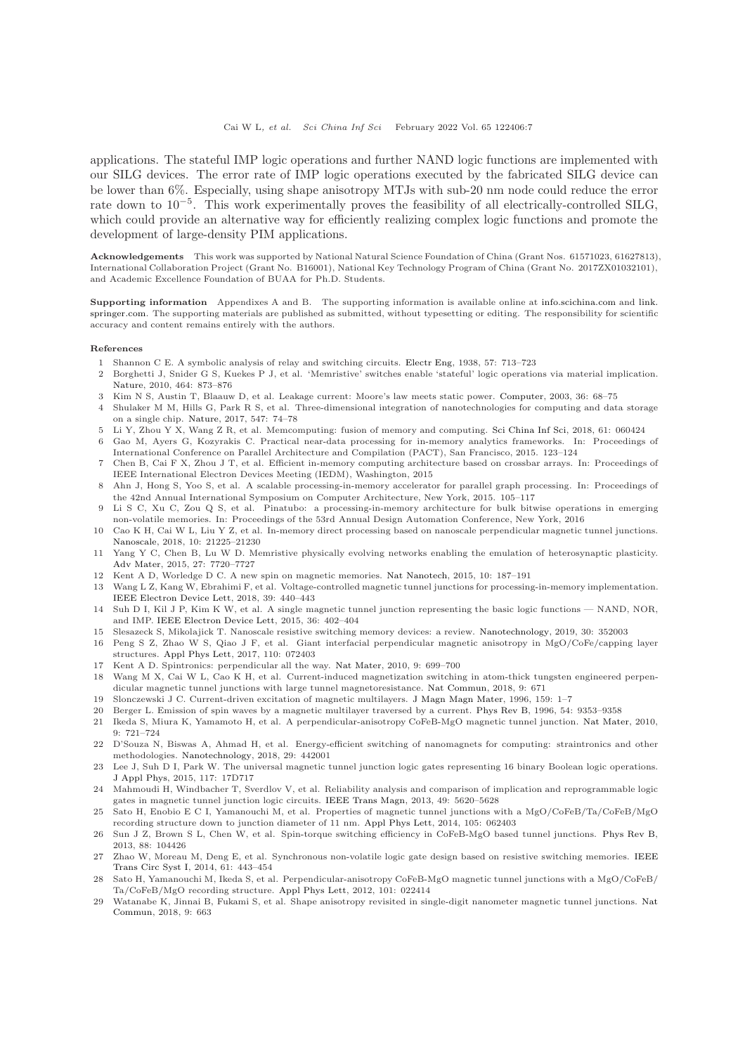applications. The stateful IMP logic operations and further NAND logic functions are implemented with our SILG devices. The error rate of IMP logic operations executed by the fabricated SILG device can be lower than 6%. Especially, using shape anisotropy MTJs with sub-20 nm node could reduce the error rate down to $10^{-5}$. This work experimentally proves the feasibility of all electrically-controlled SILG, which could provide an alternative way for efficiently realizing complex logic functions and promote the development of large-density PIM applications.

**Acknowledgements** This work was supported by National Natural Science Foundation of China (Grant Nos. 61571023, 61627813), International Collaboration Project (Grant No. B16001), National Key Technology Program of China (Grant No. 2017ZX01032101), and Academic Excellence Foundation of BUAA for Ph.D. Students.

**Supporting information** Appendixes A and B. The supporting information is available online at info.scichina.com and link.springer.com. The supporting materials are published as submitted, without typesetting or editing. The responsibility for scientific accuracy and content remains entirely with the authors.

**References**

1. Shannon C E. A symbolic analysis of relay and switching circuits. Electr Eng, 1938, 57: 713–723
2. Borghetti J, Snider G S, Kuekes P J, et al. 'Memristive' switches enable 'stateful' logic operations via material implication. Nature, 2010, 464: 873–876
3. Kim N S, Austin T, Blaauw D, et al. Leakage current: Moore's law meets static power. Computer, 2003, 36: 68–75
4. Shulaker M M, Hills G, Park R S, et al. Three-dimensional integration of nanotechnologies for computing and data storage on a single chip. Nature, 2017, 547: 74–78
5. Li Y, Zhou Y X, Wang Z R, et al. Memcomputing: fusion of memory and computing. Sci China Inf Sci, 2018, 61: 060424
6. Gao M, Ayers G, Kozyrakis C. Practical near-data processing for in-memory analytics frameworks. In: Proceedings of International Conference on Parallel Architecture and Compilation (PACT), San Francisco, 2015. 123–124
7. Chen B, Cai F X, Zhou J T, et al. Efficient in-memory computing architecture based on crossbar arrays. In: Proceedings of IEEE International Electron Devices Meeting (IEDM), Washington, 2015
8. Ahn J, Hong S, Yoo S, et al. A scalable processing-in-memory accelerator for parallel graph processing. In: Proceedings of the 42nd Annual International Symposium on Computer Architecture, New York, 2015. 105–117
9. Li S C, Xu C, Zou Q S, et al. Pinatubo: a processing-in-memory architecture for bulk bitwise operations in emerging non-volatile memories. In: Proceedings of the 53rd Annual Design Automation Conference, New York, 2016
10. Cao K H, Cai W L, Liu Y Z, et al. In-memory direct processing based on nanoscale perpendicular magnetic tunnel junctions. Nanoscale, 2018, 10: 21225–21230
11. Yang Y C, Chen B, Lu W D. Memristive physically evolving networks enabling the emulation of heterosynaptic plasticity. Adv Mater, 2015, 27: 7720–7727
12. Kent A D, Worledge D C. A new spin on magnetic memories. Nat Nanotech, 2015, 10: 187–191
13. Wang L Z, Kang W, Ebrahimi F, et al. Voltage-controlled magnetic tunnel junctions for processing-in-memory implementation. IEEE Electron Device Lett, 2018, 39: 440–443
14. Suh D I, Kil J P, Kim K W, et al. A single magnetic tunnel junction representing the basic logic functions — NAND, NOR, and IMP. IEEE Electron Device Lett, 2015, 36: 402–404
15. Slesazeck S, Mikolajick T. Nanoscale resistive switching memory devices: a review. Nanotechnology, 2019, 30: 352003
16. Peng S Z, Zhao W S, Qiao J F, et al. Giant interfacial perpendicular magnetic anisotropy in MgO/CoFe/capping layer structures. Appl Phys Lett, 2017, 110: 072403
17. Kent A D. Spintronics: perpendicular all the way. Nat Mater, 2010, 9: 699–700
18. Wang M X, Cai W L, Cao K H, et al. Current-induced magnetization switching in atom-thick tungsten engineered perpendicular magnetic tunnel junctions with large tunnel magnetoresistance. Nat Commun, 2018, 9: 671
19. Slonczewski J C. Current-driven excitation of magnetic multilayers. J Magn Magn Mater, 1996, 159: 1–7
20. Berger L. Emission of spin waves by a magnetic multilayer traversed by a current. Phys Rev B, 1996, 54: 9353–9358
21. Ikeda S, Miura K, Yamamoto H, et al. A perpendicular-anisotropy CoFeB-MgO magnetic tunnel junction. Nat Mater, 2010, 9: 721–724
22. D'Souza N, Biswas A, Ahmad H, et al. Energy-efficient switching of nanomagnets for computing: straintronics and other methodologies. Nanotechnology, 2018, 29: 442001
23. Lee J, Suh D I, Park W. The universal magnetic tunnel junction logic gates representing 16 binary Boolean logic operations. J Appl Phys, 2015, 117: 17D717
24. Mahmoudi H, Windbacher T, Sverdlov V, et al. Reliability analysis and comparison of implication and reprogrammable logic gates in magnetic tunnel junction logic circuits. IEEE Trans Magn, 2013, 49: 5620–5628
25. Sato H, Enobio E C I, Yamanouchi M, et al. Properties of magnetic tunnel junctions with a MgO/CoFeB/Ta/CoFeB/MgO recording structure down to junction diameter of 11 nm. Appl Phys Lett, 2014, 105: 062403
26. Sun J Z, Brown S L, Chen W, et al. Spin-torque switching efficiency in CoFeB-MgO based tunnel junctions. Phys Rev B, 2013, 88: 104426
27. Zhao W, Moreau M, Deng E, et al. Synchronous non-volatile logic gate design based on resistive switching memories. IEEE Trans Circ Syst I, 2014, 61: 443–454
28. Sato H, Yamanouchi M, Ikeda S, et al. Perpendicular-anisotropy CoFeB-MgO magnetic tunnel junctions with a MgO/CoFeB/Ta/CoFeB/MgO recording structure. Appl Phys Lett, 2012, 101: 022414
29. Watanabe K, Jinnai B, Fukami S, et al. Shape anisotropy revisited in single-digit nanometer magnetic tunnel junctions. Nat Commun, 2018, 9: 663